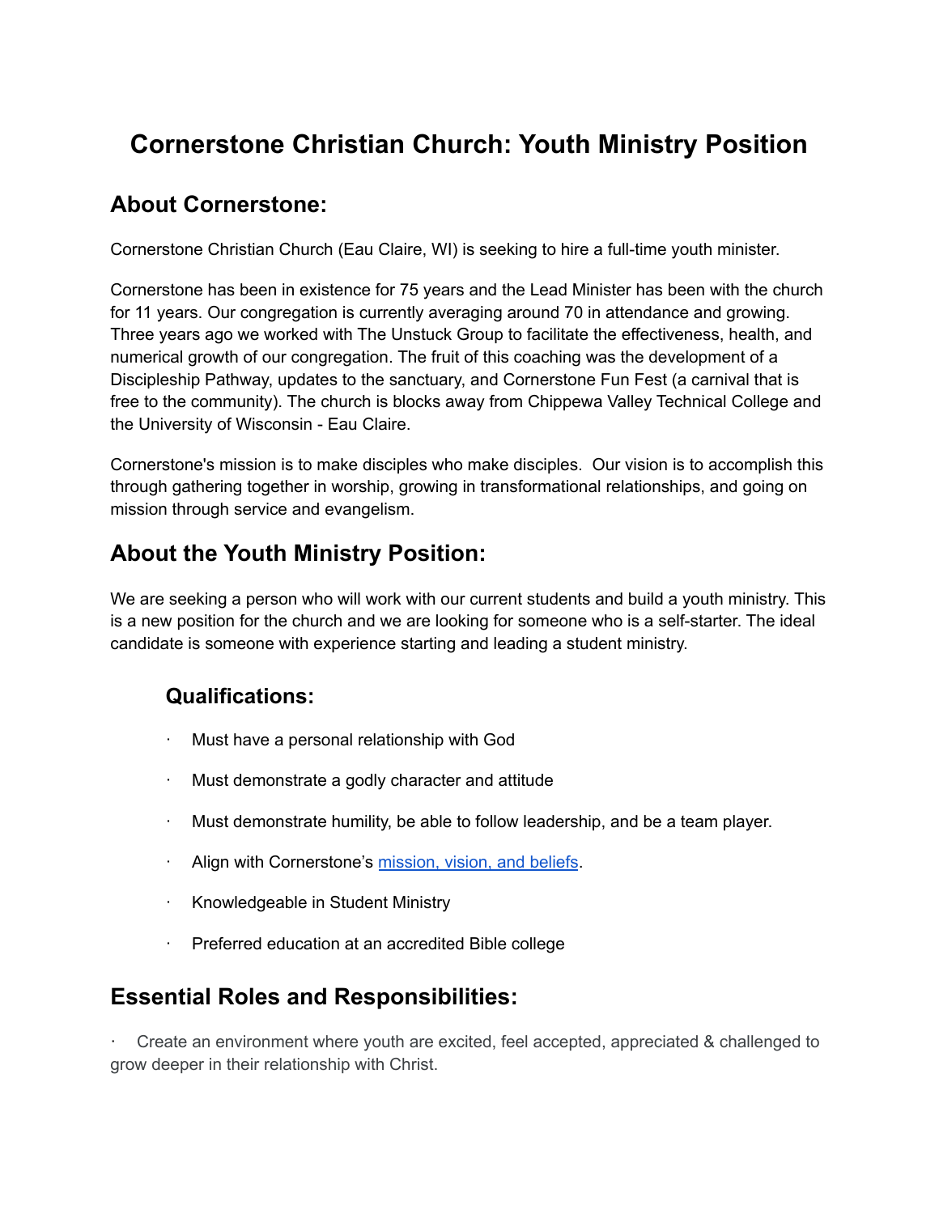# Cornerstone Christian Church: Youth Ministry Position

## About Cornerstone:

Cornerstone Christian Church (Eau Claire, WI) is seeking to hire a full-time youth minister.

Cornerstone has been in existence for 75 years and the Lead Minister has been with the church for 11 years. Our congregation is currently averaging around 70 in attendance and growing. Three years ago we worked with The Unstuck Group to facilitate the effectiveness, health, and numerical growth of our congregation. The fruit of this coaching was the development of a Discipleship Pathway, updates to the sanctuary, and Cornerstone Fun Fest (a carnival that is free to the community). The church is blocks away from Chippewa Valley Technical College and the University of Wisconsin - Eau Claire.

Cornerstone's mission is to make disciples who make disciples. Our vision is to accomplish this through gathering together in worship, growing in transformational relationships, and going on mission through service and evangelism.

## About the Youth Ministry Position:

We are seeking a person who will work with our current students and build a youth ministry. This is a new position for the church and we are looking for someone who is a self-starter. The ideal candidate is someone with experience starting and leading a student ministry.

### Qualifications:

- Must have a personal relationship with God
- Must demonstrate a godly character and attitude
- Must demonstrate humility, be able to follow leadership, and be a team player.
- Align with Cornerstone's mission, vision, and beliefs.
- Knowledgeable in Student Ministry
- Preferred education at an accredited Bible college

## Essential Roles and Responsibilities:

- Create an environment where youth are excited, feel accepted, appreciated & challenged to grow deeper in their relationship with Christ.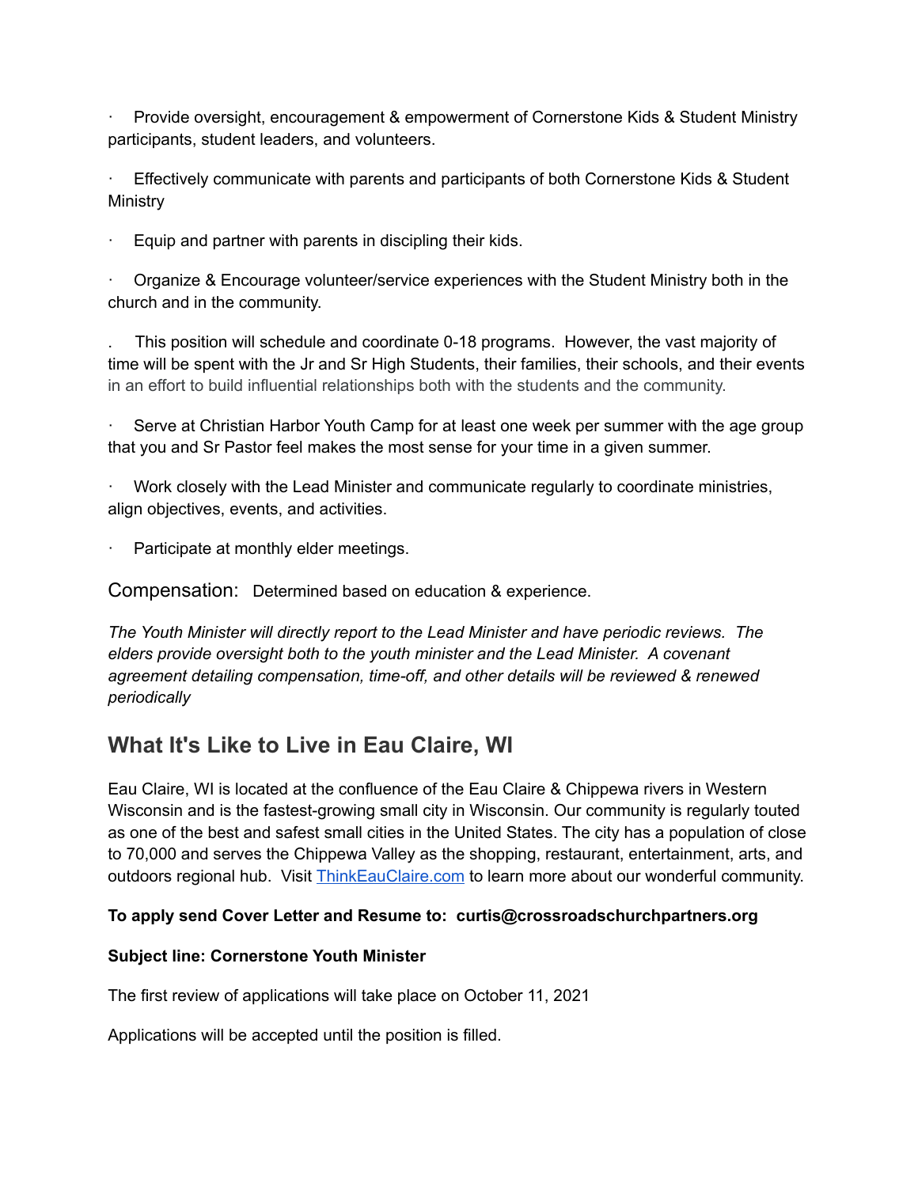- Provide oversight, encouragement & empowerment of Cornerstone Kids & Student Ministry participants, student leaders, and volunteers.
- Effectively communicate with parents and participants of both Cornerstone Kids & Student Ministry
- Equip and partner with parents in discipling their kids.
- Organize & Encourage volunteer/service experiences with the Student Ministry both in the church and in the community.
- This position will schedule and coordinate 0-18 programs. However, the vast majority of time will be spent with the Jr and Sr High Students, their families, their schools, and their events in an effort to build influential relationships both with the students and the community.
- Serve at Christian Harbor Youth Camp for at least one week per summer with the age group that you and Sr Pastor feel makes the most sense for your time in a given summer.
- Work closely with the Lead Minister and communicate regularly to coordinate ministries, align objectives, events, and activities.
- Participate at monthly elder meetings.

Compensation: Determined based on education & experience.

*The Youth Minister will directly report to the Lead Minister and have periodic reviews. The elders provide oversight both to the youth minister and the Lead Minister. A covenant agreement detailing compensation, time-off, and other details will be reviewed & renewed periodically*

## What It's Like to Live in Eau Claire, WI

Eau Claire, WI is located at the confluence of the Eau Claire & Chippewa rivers in Western Wisconsin and is the fastest-growing small city in Wisconsin. Our community is regularly touted as one of the best and safest small cities in the United States. The city has a population of close to 70,000 and serves the Chippewa Valley as the shopping, restaurant, entertainment, arts, and outdoors regional hub. Visit [ThinkEauClaire.com](ThinkEauClaire.com) to learn more about our wonderful community.

**To apply send Cover Letter and Resume to: curtis@crossroadschurchpartners.org**

**Subject line: Cornerstone Youth Minister**

The first review of applications will take place on October 11, 2021

Applications will be accepted until the position is filled.